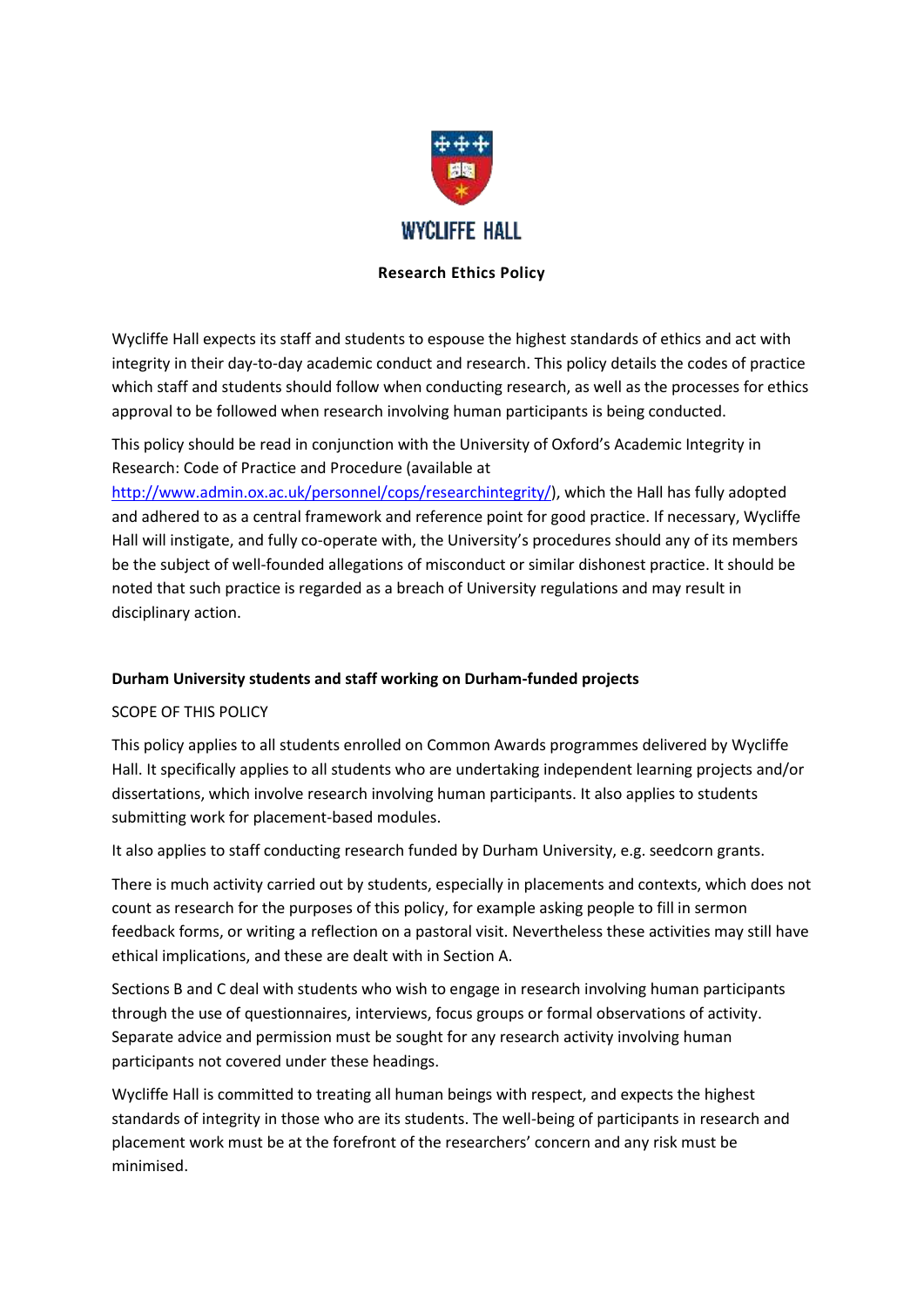WYCLIFFE HALL

# Research Ethics Policy

Wycliffe Hall expects its staff and students to espouse the highest standards of ethics and act with integrity in their day-to-day academic conduct and research. This policy details the codes of practice which staff and students should follow when conducting research, as well as the processes for ethics approval to be followed when research involving human participants is being conducted.

This policy should be read in conjunction with the University of Oxford's Academic Integrity in Research: Code of Practice and Procedure (available at http://www.admin.ox.ac.uk/personnel/cops/researchintegrity/), which the Hall has fully adopted and adhered to as a central framework and reference point for good practice. If necessary, Wycliffe Hall will instigate, and fully co-operate with, the University's procedures should any of its members be the subject of well-founded allegations of misconduct or similar dishonest practice. It should be noted that such practice is regarded as a breach of University regulations and may result in disciplinary action.

## Durham University students and staff working on Durham-funded projects

SCOPE OF THIS POLICY

This policy applies to all students enrolled on Common Awards programmes delivered by Wycliffe Hall. It specifically applies to all students who are undertaking independent learning projects and/or dissertations, which involve research involving human participants. It also applies to students submitting work for placement-based modules.

It also applies to staff conducting research funded by Durham University, e.g. seedcorn grants.

There is much activity carried out by students, especially in placements and contexts, which does not count as research for the purposes of this policy, for example asking people to fill in sermon feedback forms, or writing a reflection on a pastoral visit. Nevertheless these activities may still have ethical implications, and these are dealt with in Section A.

Sections B and C deal with students who wish to engage in research involving human participants through the use of questionnaires, interviews, focus groups or formal observations of activity. Separate advice and permission must be sought for any research activity involving human participants not covered under these headings.

Wycliffe Hall is committed to treating all human beings with respect, and expects the highest standards of integrity in those who are its students. The well-being of participants in research and placement work must be at the forefront of the researchers' concern and any risk must be minimised.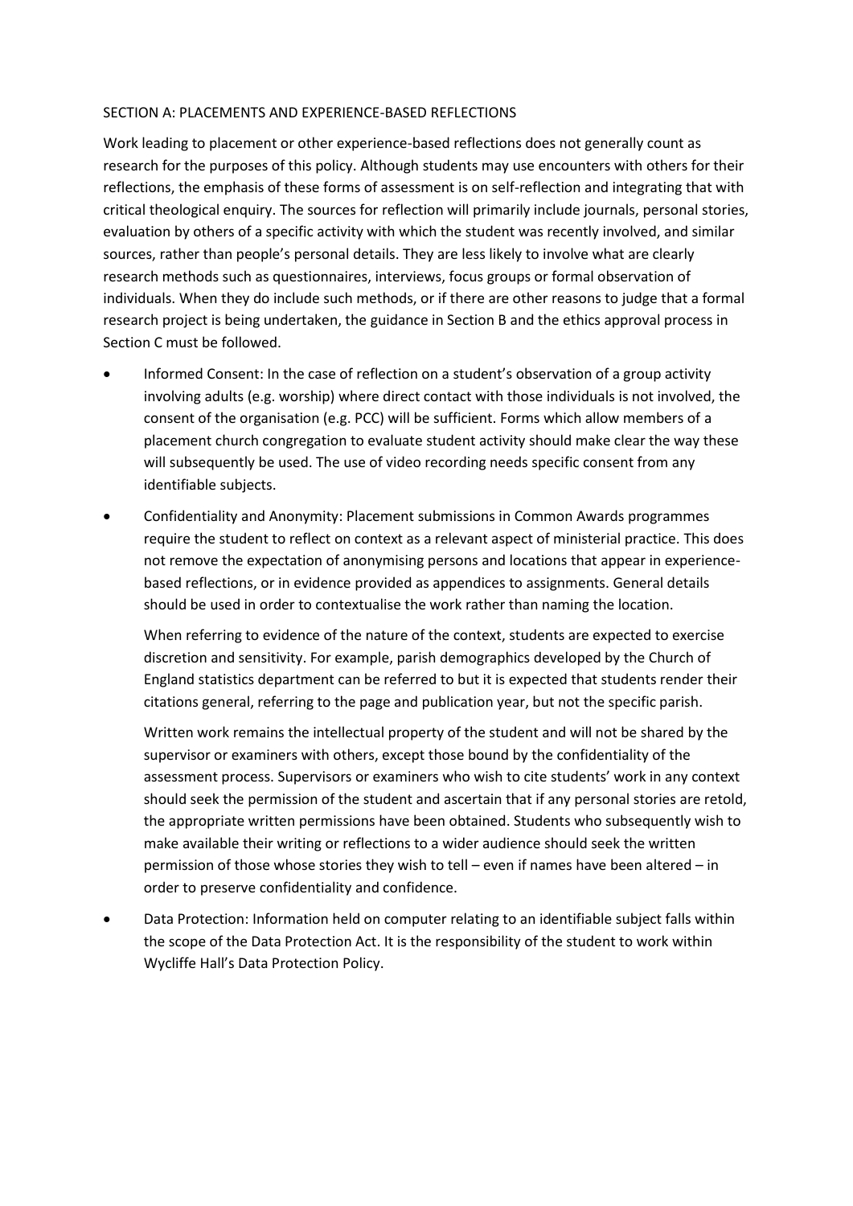## SECTION A: PLACEMENTS AND EXPERIENCE-BASED REFLECTIONS

Work leading to placement or other experience-based reflections does not generally count as research for the purposes of this policy. Although students may use encounters with others for their reflections, the emphasis of these forms of assessment is on self-reflection and integrating that with critical theological enquiry. The sources for reflection will primarily include journals, personal stories, evaluation by others of a specific activity with which the student was recently involved, and similar sources, rather than people's personal details. They are less likely to involve what are clearly research methods such as questionnaires, interviews, focus groups or formal observation of individuals. When they do include such methods, or if there are other reasons to judge that a formal research project is being undertaken, the guidance in Section B and the ethics approval process in Section C must be followed.

- Informed Consent: In the case of reflection on a student's observation of a group activity involving adults (e.g. worship) where direct contact with those individuals is not involved, the consent of the organisation (e.g. PCC) will be sufficient. Forms which allow members of a placement church congregation to evaluate student activity should make clear the way these will subsequently be used. The use of video recording needs specific consent from any identifiable subjects.
- Confidentiality and Anonymity: Placement submissions in Common Awards programmes require the student to reflect on context as a relevant aspect of ministerial practice. This does not remove the expectation of anonymising persons and locations that appear in experience-based reflections, or in evidence provided as appendices to assignments. General details should be used in order to contextualise the work rather than naming the location.

  When referring to evidence of the nature of the context, students are expected to exercise discretion and sensitivity. For example, parish demographics developed by the Church of England statistics department can be referred to but it is expected that students render their citations general, referring to the page and publication year, but not the specific parish.

  Written work remains the intellectual property of the student and will not be shared by the supervisor or examiners with others, except those bound by the confidentiality of the assessment process. Supervisors or examiners who wish to cite students' work in any context should seek the permission of the student and ascertain that if any personal stories are retold, the appropriate written permissions have been obtained. Students who subsequently wish to make available their writing or reflections to a wider audience should seek the written permission of those whose stories they wish to tell – even if names have been altered – in order to preserve confidentiality and confidence.
- Data Protection: Information held on computer relating to an identifiable subject falls within the scope of the Data Protection Act. It is the responsibility of the student to work within Wycliffe Hall's Data Protection Policy.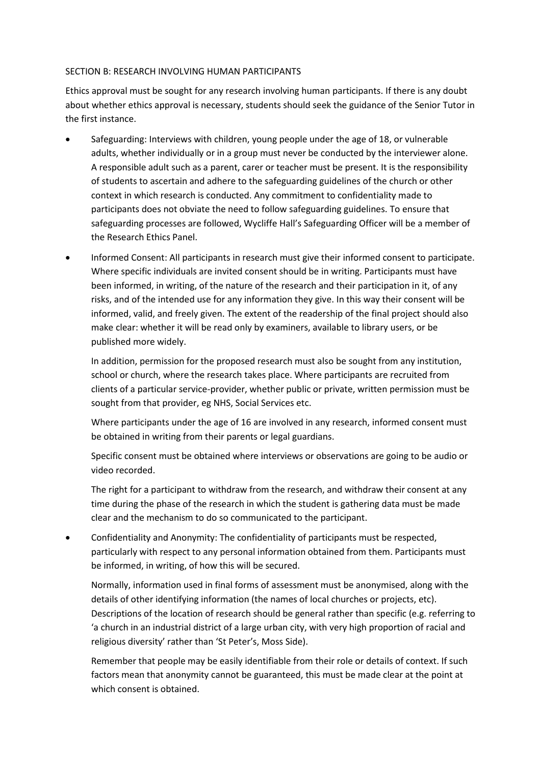## SECTION B: RESEARCH INVOLVING HUMAN PARTICIPANTS

Ethics approval must be sought for any research involving human participants. If there is any doubt about whether ethics approval is necessary, students should seek the guidance of the Senior Tutor in the first instance.

- Safeguarding: Interviews with children, young people under the age of 18, or vulnerable adults, whether individually or in a group must never be conducted by the interviewer alone. A responsible adult such as a parent, carer or teacher must be present. It is the responsibility of students to ascertain and adhere to the safeguarding guidelines of the church or other context in which research is conducted. Any commitment to confidentiality made to participants does not obviate the need to follow safeguarding guidelines. To ensure that safeguarding processes are followed, Wycliffe Hall's Safeguarding Officer will be a member of the Research Ethics Panel.

- Informed Consent: All participants in research must give their informed consent to participate. Where specific individuals are invited consent should be in writing. Participants must have been informed, in writing, of the nature of the research and their participation in it, of any risks, and of the intended use for any information they give. In this way their consent will be informed, valid, and freely given. The extent of the readership of the final project should also make clear: whether it will be read only by examiners, available to library users, or be published more widely.

  In addition, permission for the proposed research must also be sought from any institution, school or church, where the research takes place. Where participants are recruited from clients of a particular service-provider, whether public or private, written permission must be sought from that provider, eg NHS, Social Services etc.

  Where participants under the age of 16 are involved in any research, informed consent must be obtained in writing from their parents or legal guardians.

  Specific consent must be obtained where interviews or observations are going to be audio or video recorded.

  The right for a participant to withdraw from the research, and withdraw their consent at any time during the phase of the research in which the student is gathering data must be made clear and the mechanism to do so communicated to the participant.

- Confidentiality and Anonymity: The confidentiality of participants must be respected, particularly with respect to any personal information obtained from them. Participants must be informed, in writing, of how this will be secured.

  Normally, information used in final forms of assessment must be anonymised, along with the details of other identifying information (the names of local churches or projects, etc). Descriptions of the location of research should be general rather than specific (e.g. referring to 'a church in an industrial district of a large urban city, with very high proportion of racial and religious diversity' rather than 'St Peter's, Moss Side).

  Remember that people may be easily identifiable from their role or details of context. If such factors mean that anonymity cannot be guaranteed, this must be made clear at the point at which consent is obtained.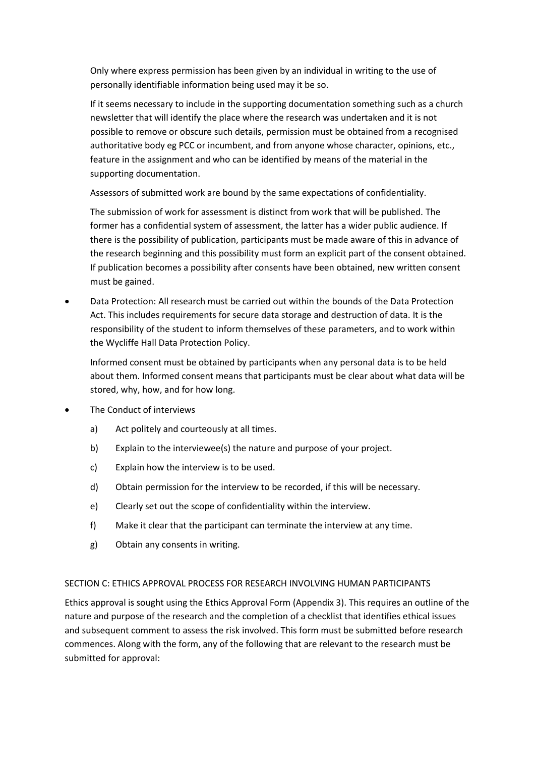Only where express permission has been given by an individual in writing to the use of personally identifiable information being used may it be so.

If it seems necessary to include in the supporting documentation something such as a church newsletter that will identify the place where the research was undertaken and it is not possible to remove or obscure such details, permission must be obtained from a recognised authoritative body eg PCC or incumbent, and from anyone whose character, opinions, etc., feature in the assignment and who can be identified by means of the material in the supporting documentation.

Assessors of submitted work are bound by the same expectations of confidentiality.

The submission of work for assessment is distinct from work that will be published. The former has a confidential system of assessment, the latter has a wider public audience. If there is the possibility of publication, participants must be made aware of this in advance of the research beginning and this possibility must form an explicit part of the consent obtained. If publication becomes a possibility after consents have been obtained, new written consent must be gained.

- Data Protection: All research must be carried out within the bounds of the Data Protection Act. This includes requirements for secure data storage and destruction of data. It is the responsibility of the student to inform themselves of these parameters, and to work within the Wycliffe Hall Data Protection Policy.

  Informed consent must be obtained by participants when any personal data is to be held about them. Informed consent means that participants must be clear about what data will be stored, why, how, and for how long.

- The Conduct of interviews
  - a) Act politely and courteously at all times.
  - b) Explain to the interviewee(s) the nature and purpose of your project.
  - c) Explain how the interview is to be used.
  - d) Obtain permission for the interview to be recorded, if this will be necessary.
  - e) Clearly set out the scope of confidentiality within the interview.
  - f) Make it clear that the participant can terminate the interview at any time.
  - g) Obtain any consents in writing.

## SECTION C: ETHICS APPROVAL PROCESS FOR RESEARCH INVOLVING HUMAN PARTICIPANTS

Ethics approval is sought using the Ethics Approval Form (Appendix 3). This requires an outline of the nature and purpose of the research and the completion of a checklist that identifies ethical issues and subsequent comment to assess the risk involved. This form must be submitted before research commences. Along with the form, any of the following that are relevant to the research must be submitted for approval: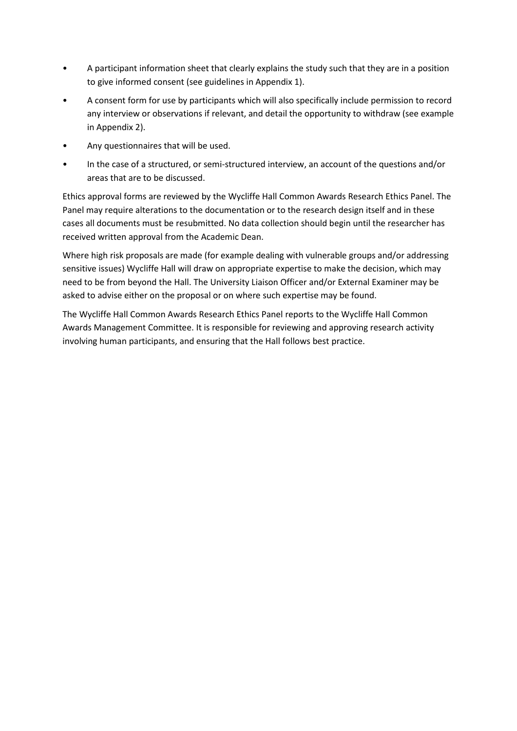- A participant information sheet that clearly explains the study such that they are in a position to give informed consent (see guidelines in Appendix 1).
- A consent form for use by participants which will also specifically include permission to record any interview or observations if relevant, and detail the opportunity to withdraw (see example in Appendix 2).
- Any questionnaires that will be used.
- In the case of a structured, or semi-structured interview, an account of the questions and/or areas that are to be discussed.

Ethics approval forms are reviewed by the Wycliffe Hall Common Awards Research Ethics Panel. The Panel may require alterations to the documentation or to the research design itself and in these cases all documents must be resubmitted. No data collection should begin until the researcher has received written approval from the Academic Dean.

Where high risk proposals are made (for example dealing with vulnerable groups and/or addressing sensitive issues) Wycliffe Hall will draw on appropriate expertise to make the decision, which may need to be from beyond the Hall. The University Liaison Officer and/or External Examiner may be asked to advise either on the proposal or on where such expertise may be found.

The Wycliffe Hall Common Awards Research Ethics Panel reports to the Wycliffe Hall Common Awards Management Committee. It is responsible for reviewing and approving research activity involving human participants, and ensuring that the Hall follows best practice.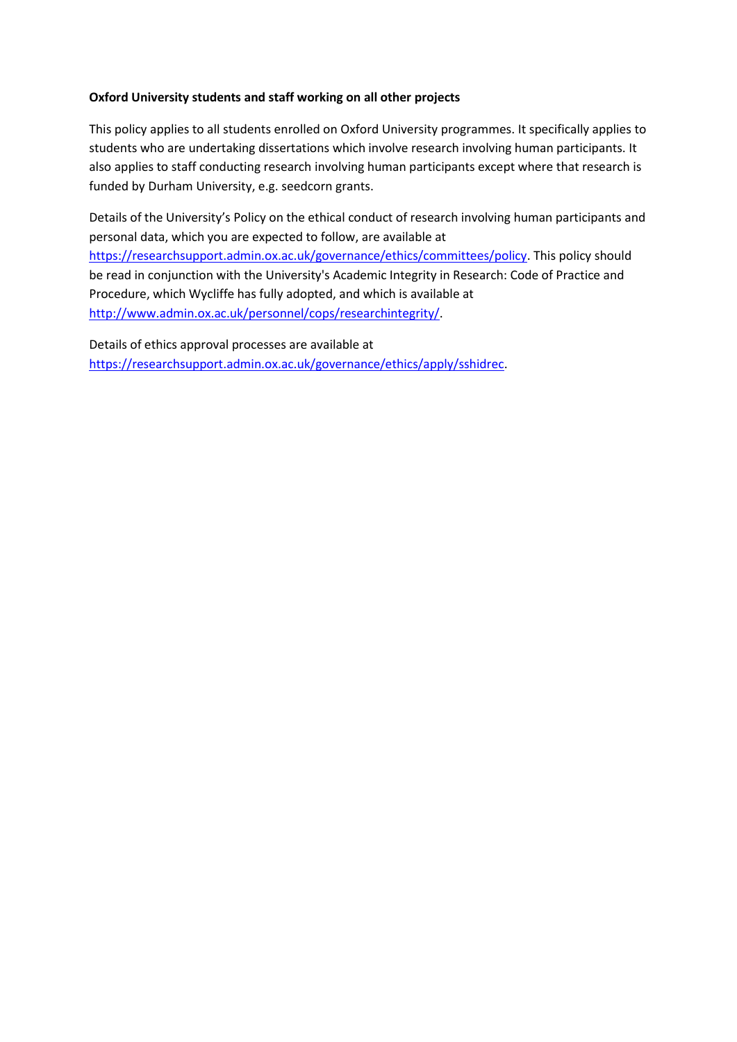**Oxford University students and staff working on all other projects**

This policy applies to all students enrolled on Oxford University programmes. It specifically applies to students who are undertaking dissertations which involve research involving human participants. It also applies to staff conducting research involving human participants except where that research is funded by Durham University, e.g. seedcorn grants.

Details of the University's Policy on the ethical conduct of research involving human participants and personal data, which you are expected to follow, are available at https://researchsupport.admin.ox.ac.uk/governance/ethics/committees/policy. This policy should be read in conjunction with the University's Academic Integrity in Research: Code of Practice and Procedure, which Wycliffe has fully adopted, and which is available at http://www.admin.ox.ac.uk/personnel/cops/researchintegrity/.

Details of ethics approval processes are available at https://researchsupport.admin.ox.ac.uk/governance/ethics/apply/sshidrec.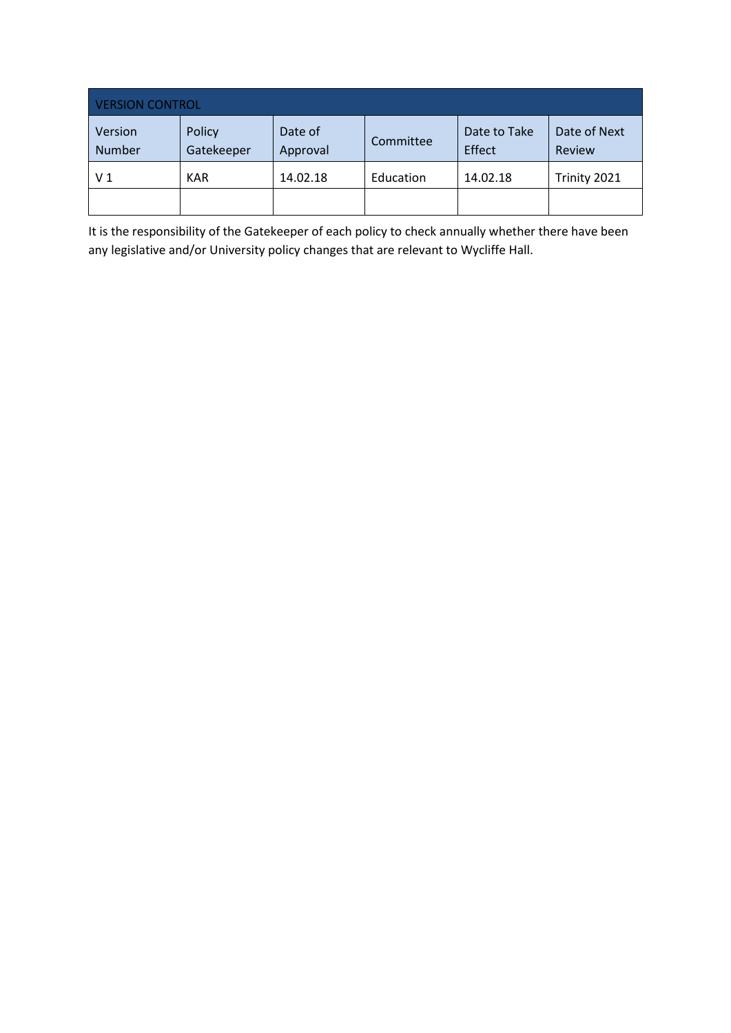| VERSION CONTROL | | | | | |
|---|---|---|---|---|---|
| Version Number | Policy Gatekeeper | Date of Approval | Committee | Date to Take Effect | Date of Next Review |
| V 1 | KAR | 14.02.18 | Education | 14.02.18 | Trinity 2021 |
| | | | | | |

It is the responsibility of the Gatekeeper of each policy to check annually whether there have been any legislative and/or University policy changes that are relevant to Wycliffe Hall.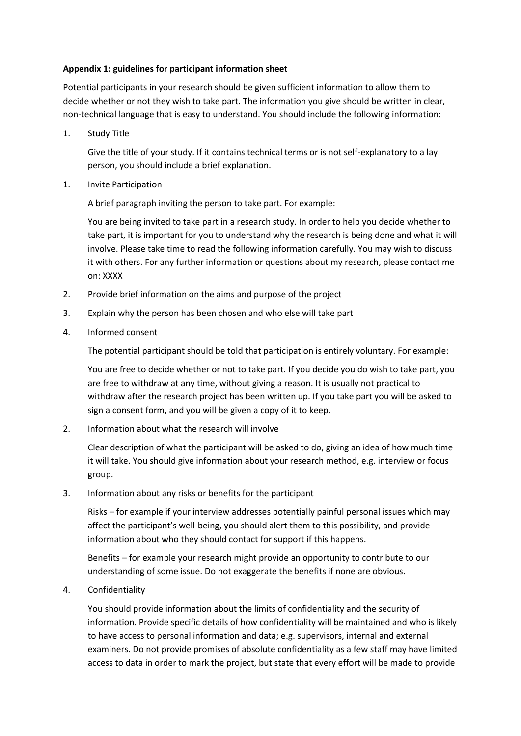**Appendix 1: guidelines for participant information sheet**

Potential participants in your research should be given sufficient information to allow them to decide whether or not they wish to take part. The information you give should be written in clear, non-technical language that is easy to understand. You should include the following information:

1. Study Title

   Give the title of your study. If it contains technical terms or is not self-explanatory to a lay person, you should include a brief explanation.

1. Invite Participation

   A brief paragraph inviting the person to take part. For example:

   You are being invited to take part in a research study. In order to help you decide whether to take part, it is important for you to understand why the research is being done and what it will involve. Please take time to read the following information carefully. You may wish to discuss it with others. For any further information or questions about my research, please contact me on: XXXX

2. Provide brief information on the aims and purpose of the project

3. Explain why the person has been chosen and who else will take part

4. Informed consent

   The potential participant should be told that participation is entirely voluntary. For example:

   You are free to decide whether or not to take part. If you decide you do wish to take part, you are free to withdraw at any time, without giving a reason. It is usually not practical to withdraw after the research project has been written up. If you take part you will be asked to sign a consent form, and you will be given a copy of it to keep.

2. Information about what the research will involve

   Clear description of what the participant will be asked to do, giving an idea of how much time it will take. You should give information about your research method, e.g. interview or focus group.

3. Information about any risks or benefits for the participant

   Risks – for example if your interview addresses potentially painful personal issues which may affect the participant's well-being, you should alert them to this possibility, and provide information about who they should contact for support if this happens.

   Benefits – for example your research might provide an opportunity to contribute to our understanding of some issue. Do not exaggerate the benefits if none are obvious.

4. Confidentiality

   You should provide information about the limits of confidentiality and the security of information. Provide specific details of how confidentiality will be maintained and who is likely to have access to personal information and data; e.g. supervisors, internal and external examiners. Do not provide promises of absolute confidentiality as a few staff may have limited access to data in order to mark the project, but state that every effort will be made to provide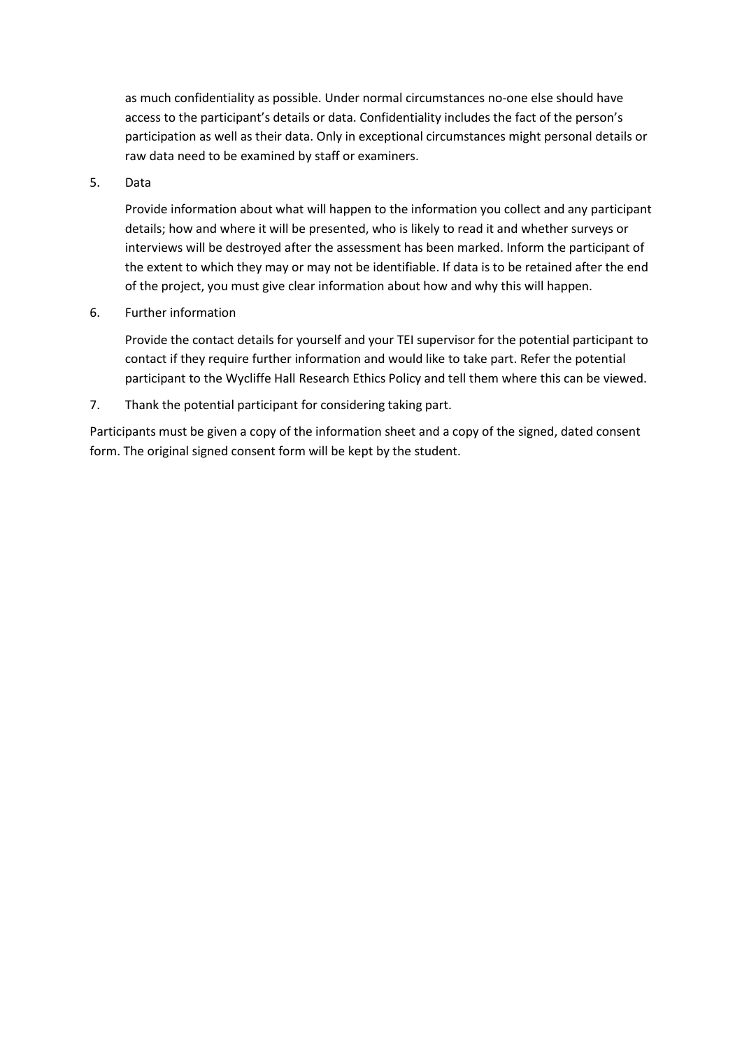as much confidentiality as possible. Under normal circumstances no-one else should have access to the participant's details or data. Confidentiality includes the fact of the person's participation as well as their data. Only in exceptional circumstances might personal details or raw data need to be examined by staff or examiners.

5. Data

   Provide information about what will happen to the information you collect and any participant details; how and where it will be presented, who is likely to read it and whether surveys or interviews will be destroyed after the assessment has been marked. Inform the participant of the extent to which they may or may not be identifiable. If data is to be retained after the end of the project, you must give clear information about how and why this will happen.

6. Further information

   Provide the contact details for yourself and your TEI supervisor for the potential participant to contact if they require further information and would like to take part. Refer the potential participant to the Wycliffe Hall Research Ethics Policy and tell them where this can be viewed.

7. Thank the potential participant for considering taking part.

Participants must be given a copy of the information sheet and a copy of the signed, dated consent form. The original signed consent form will be kept by the student.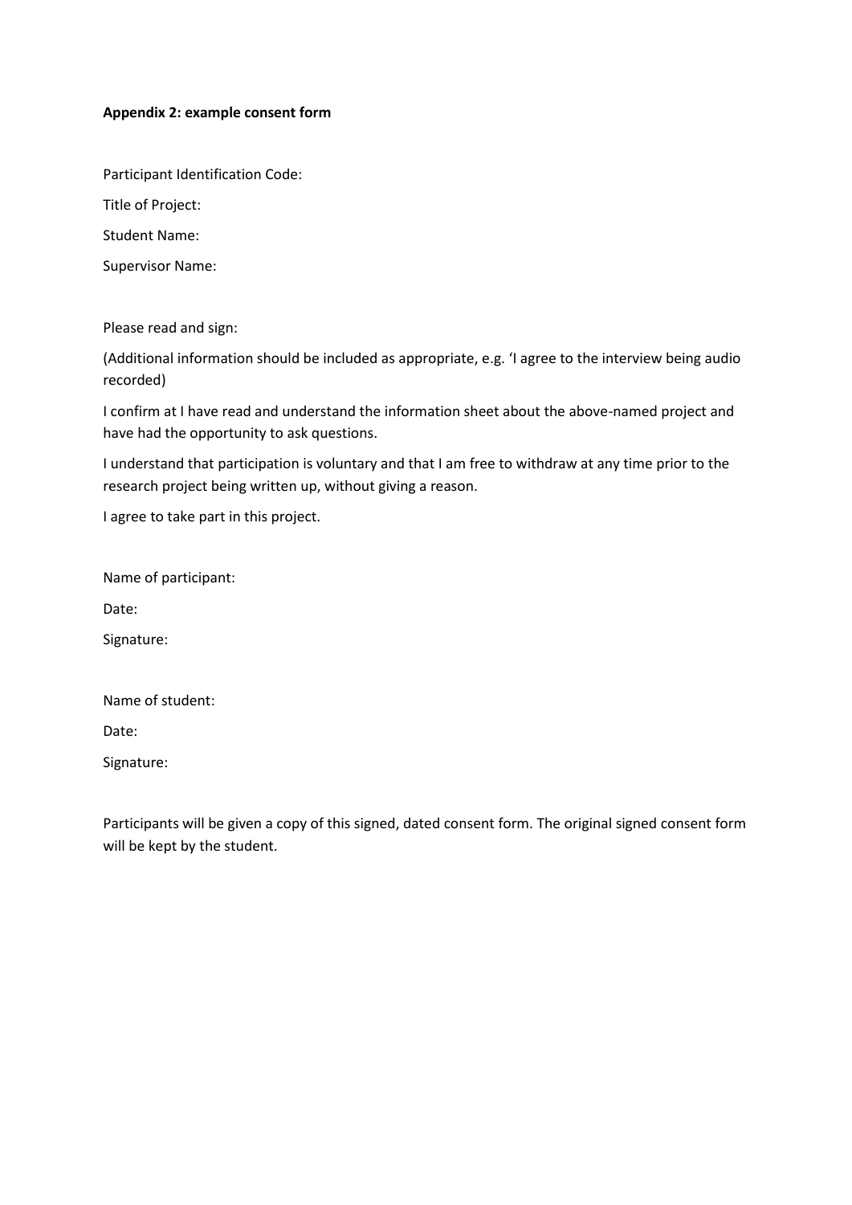**Appendix 2: example consent form**

Participant Identification Code:

Title of Project:

Student Name:

Supervisor Name:

Please read and sign:

(Additional information should be included as appropriate, e.g. 'I agree to the interview being audio recorded)

I confirm at I have read and understand the information sheet about the above-named project and have had the opportunity to ask questions.

I understand that participation is voluntary and that I am free to withdraw at any time prior to the research project being written up, without giving a reason.

I agree to take part in this project.

Name of participant:

Date:

Signature:

Name of student:

Date:

Signature:

Participants will be given a copy of this signed, dated consent form. The original signed consent form will be kept by the student.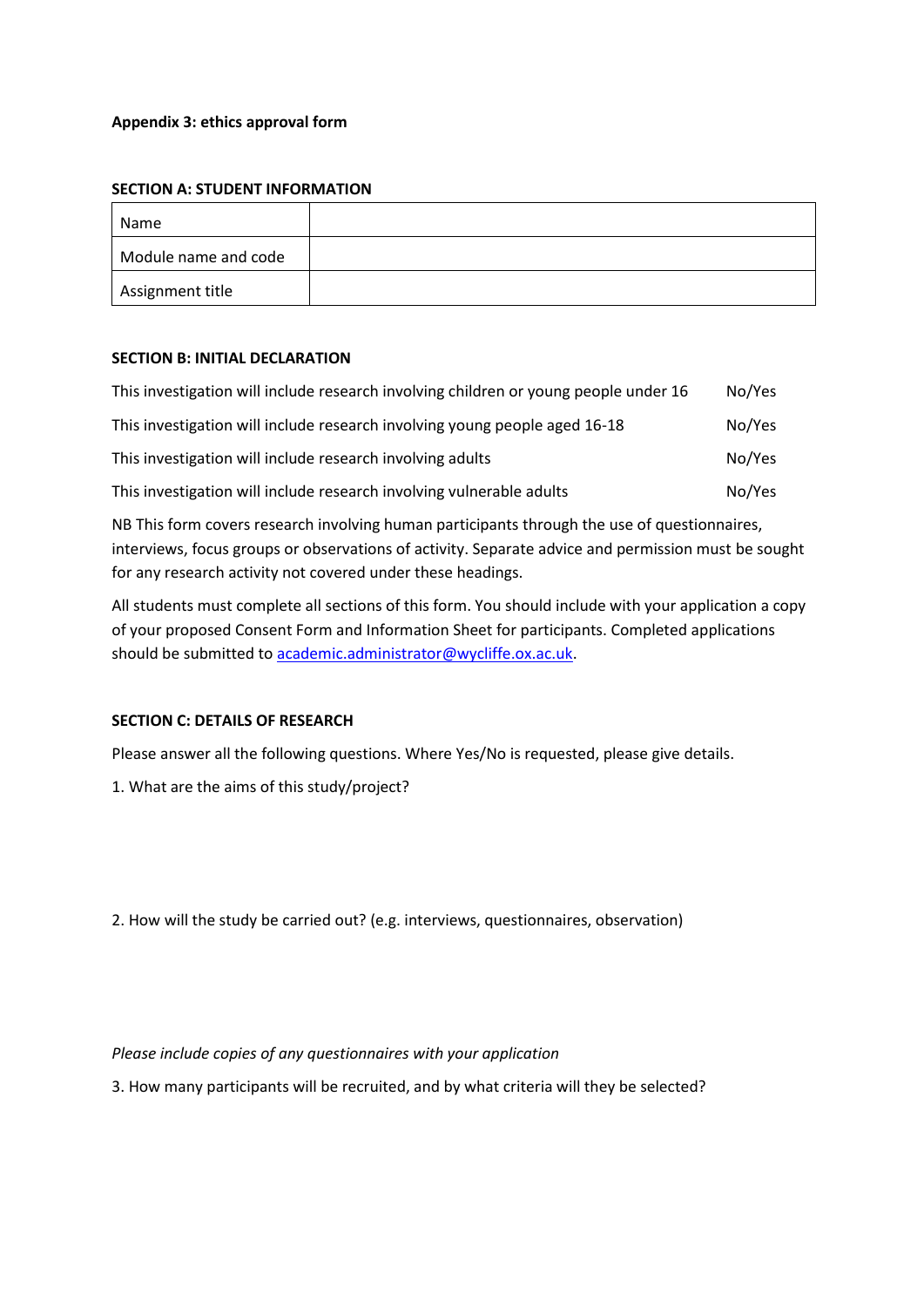**Appendix 3: ethics approval form**

**SECTION A: STUDENT INFORMATION**

| Name | |
|---|---|
| Module name and code | |
| Assignment title | |

**SECTION B: INITIAL DECLARATION**

This investigation will include research involving children or young people under 16 No/Yes

This investigation will include research involving young people aged 16-18 No/Yes

This investigation will include research involving adults No/Yes

This investigation will include research involving vulnerable adults No/Yes

NB This form covers research involving human participants through the use of questionnaires, interviews, focus groups or observations of activity. Separate advice and permission must be sought for any research activity not covered under these headings.

All students must complete all sections of this form. You should include with your application a copy of your proposed Consent Form and Information Sheet for participants. Completed applications should be submitted to academic.administrator@wycliffe.ox.ac.uk.

**SECTION C: DETAILS OF RESEARCH**

Please answer all the following questions. Where Yes/No is requested, please give details.

1. What are the aims of this study/project?

2. How will the study be carried out? (e.g. interviews, questionnaires, observation)

*Please include copies of any questionnaires with your application*

3. How many participants will be recruited, and by what criteria will they be selected?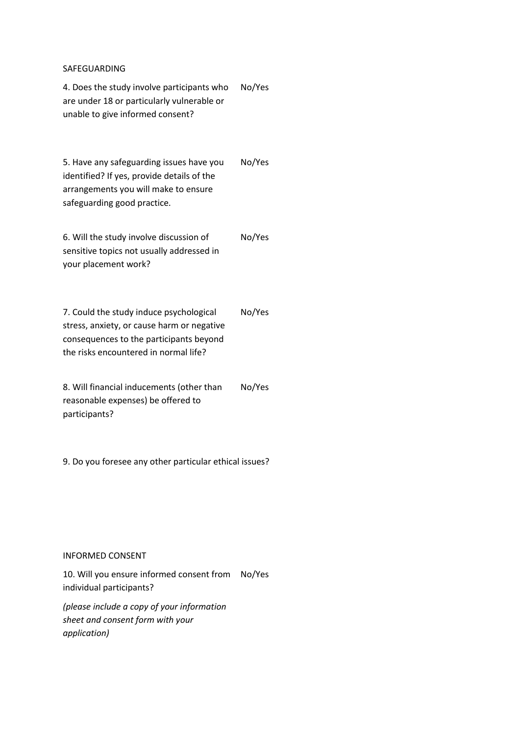SAFEGUARDING

| | |
|---|---|
| 4. Does the study involve participants who are under 18 or particularly vulnerable or unable to give informed consent? | No/Yes |
| 5. Have any safeguarding issues have you identified? If yes, provide details of the arrangements you will make to ensure safeguarding good practice. | No/Yes |
| 6. Will the study involve discussion of sensitive topics not usually addressed in your placement work? | No/Yes |
| 7. Could the study induce psychological stress, anxiety, or cause harm or negative consequences to the participants beyond the risks encountered in normal life? | No/Yes |
| 8. Will financial inducements (other than reasonable expenses) be offered to participants? | No/Yes |

9. Do you foresee any other particular ethical issues?

INFORMED CONSENT

| | |
|---|---|
| 10. Will you ensure informed consent from individual participants? *(please include a copy of your information sheet and consent form with your application)* | No/Yes |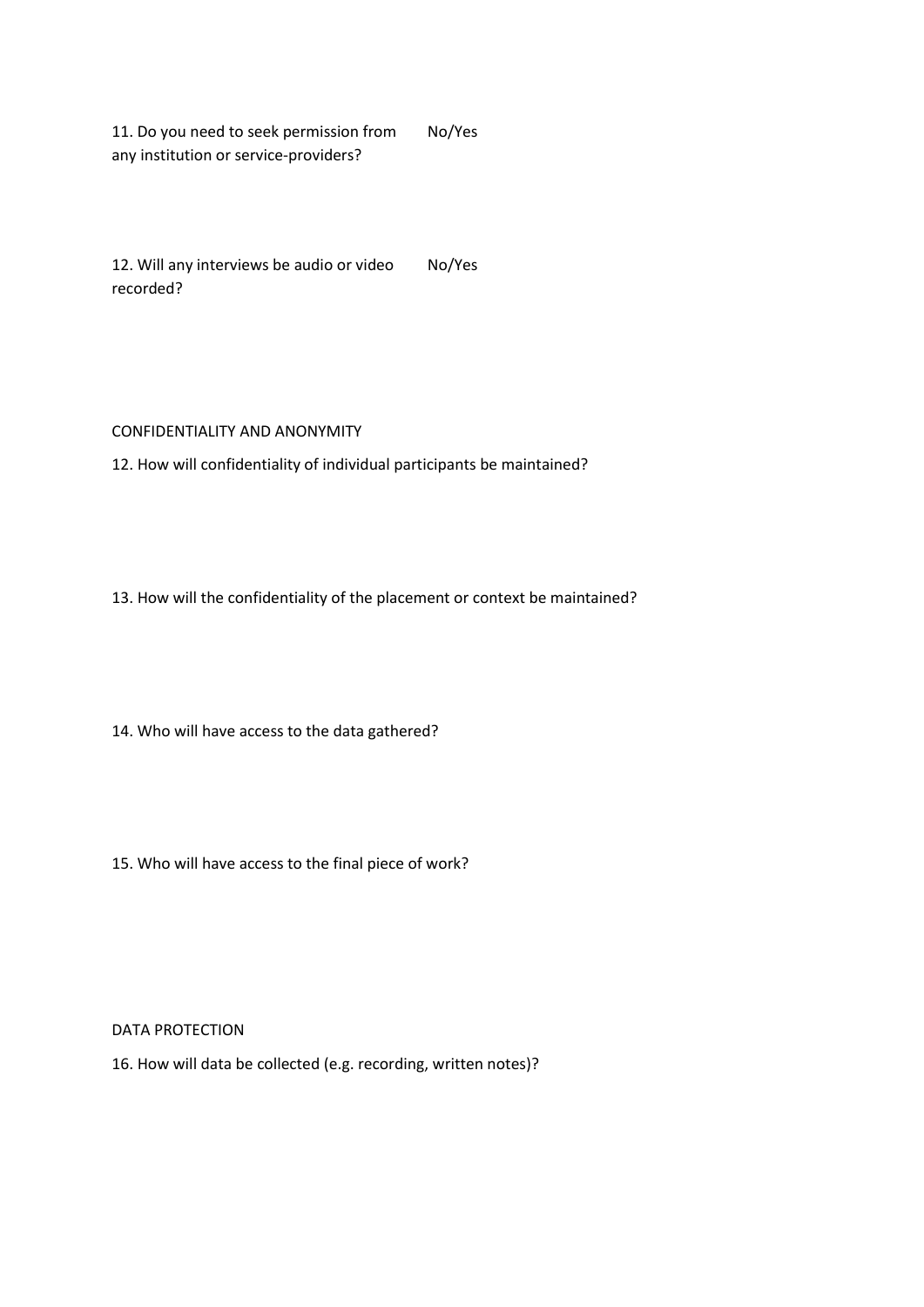11. Do you need to seek permission from any institution or service-providers? No/Yes

12. Will any interviews be audio or video recorded? No/Yes

CONFIDENTIALITY AND ANONYMITY

12. How will confidentiality of individual participants be maintained?

13. How will the confidentiality of the placement or context be maintained?

14. Who will have access to the data gathered?

15. Who will have access to the final piece of work?

DATA PROTECTION

16. How will data be collected (e.g. recording, written notes)?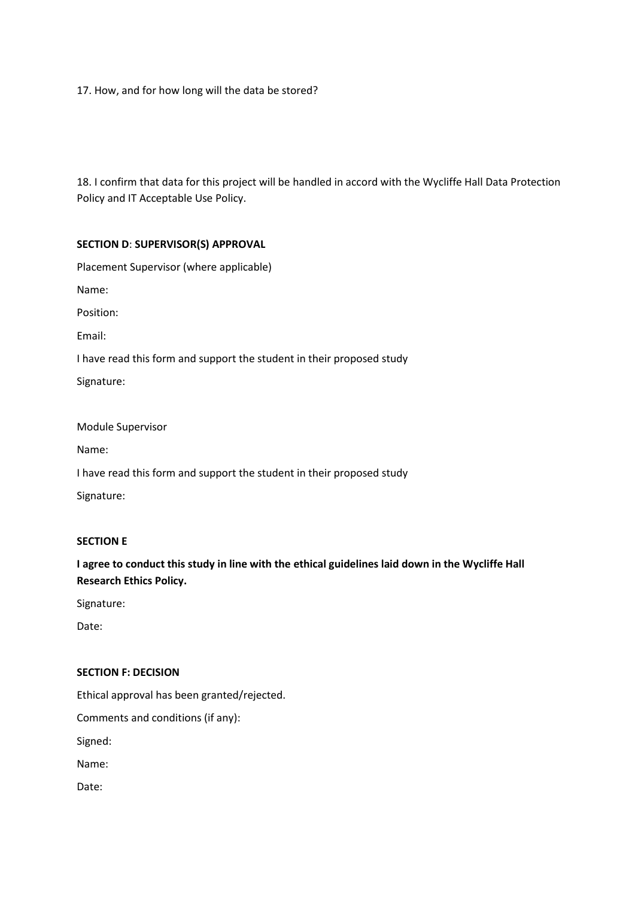17. How, and for how long will the data be stored?

18. I confirm that data for this project will be handled in accord with the Wycliffe Hall Data Protection Policy and IT Acceptable Use Policy.

**SECTION D**: **SUPERVISOR(S) APPROVAL**

Placement Supervisor (where applicable)

Name:

Position:

Email:

I have read this form and support the student in their proposed study

Signature:

Module Supervisor

Name:

I have read this form and support the student in their proposed study

Signature:

**SECTION E**

**I agree to conduct this study in line with the ethical guidelines laid down in the Wycliffe Hall Research Ethics Policy.**

Signature:

Date:

**SECTION F: DECISION**

Ethical approval has been granted/rejected.

Comments and conditions (if any):

Signed:

Name:

Date: